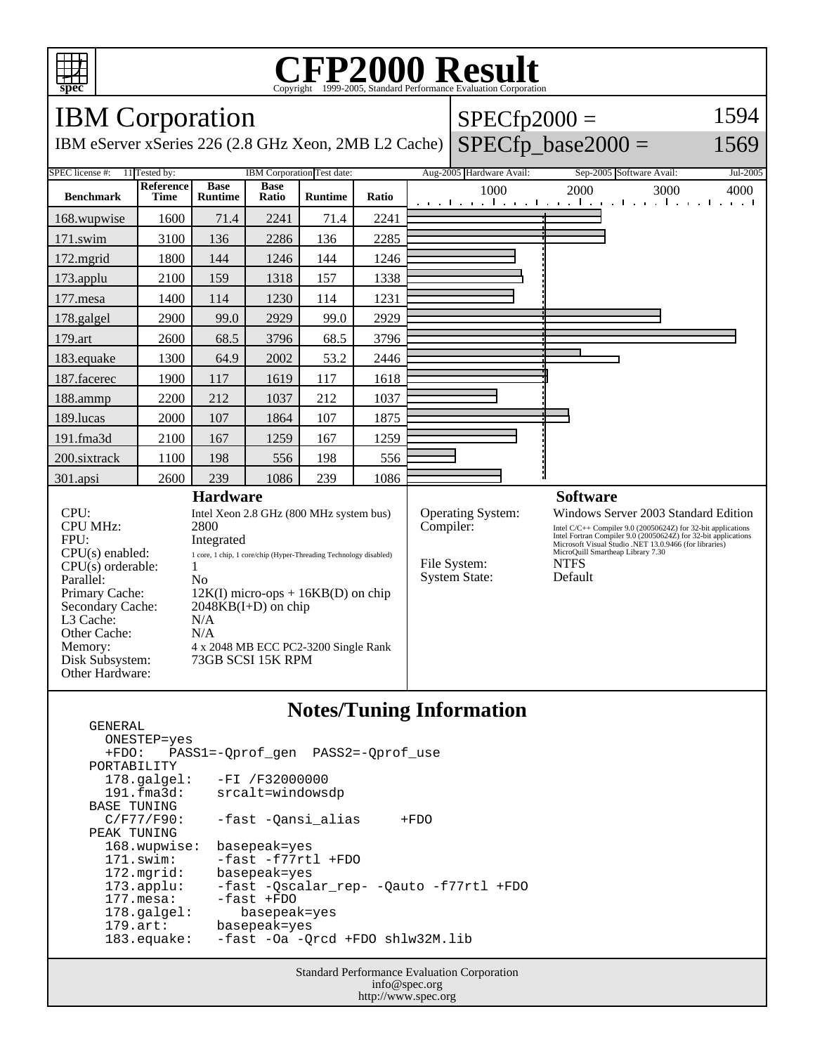# CFP2000 Result

Copyright 1999-2005, Standard Performance Evaluation Corporation

## IBM Corporation

IBM eServer xSeries 226 (2.8 GHz Xeon, 2MB L2 Cache)

SPECfp2000 = 1594

SPECfp_base2000 = 1569

SPEC license #: 11 | Tested by: IBM Corporation | Test date: Aug-2005 | Hardware Avail: Sep-2005 | Software Avail: Jul-2005

| Benchmark | Reference Time | Base Runtime | Base Ratio | Runtime | Ratio |
|---|---|---|---|---|---|
| 168.wupwise | 1600 | 71.4 | 2241 | 71.4 | 2241 |
| 171.swim | 3100 | 136 | 2286 | 136 | 2285 |
| 172.mgrid | 1800 | 144 | 1246 | 144 | 1246 |
| 173.applu | 2100 | 159 | 1318 | 157 | 1338 |
| 177.mesa | 1400 | 114 | 1230 | 114 | 1231 |
| 178.galgel | 2900 | 99.0 | 2929 | 99.0 | 2929 |
| 179.art | 2600 | 68.5 | 3796 | 68.5 | 3796 |
| 183.equake | 1300 | 64.9 | 2002 | 53.2 | 2446 |
| 187.facerec | 1900 | 117 | 1619 | 117 | 1618 |
| 188.ammp | 2200 | 212 | 1037 | 212 | 1037 |
| 189.lucas | 2000 | 107 | 1864 | 107 | 1875 |
| 191.fma3d | 2100 | 167 | 1259 | 167 | 1259 |
| 200.sixtrack | 1100 | 198 | 556 | 198 | 556 |
| 301.apsi | 2600 | 239 | 1086 | 239 | 1086 |

### Hardware

| | |
|---|---|
| CPU: | Intel Xeon 2.8 GHz (800 MHz system bus) |
| CPU MHz: | 2800 |
| FPU: | Integrated |
| CPU(s) enabled: | 1 core, 1 chip, 1 core/chip (Hyper-Threading Technology disabled) |
| CPU(s) orderable: | 1 |
| Parallel: | No |
| Primary Cache: | 12K(I) micro-ops + 16KB(D) on chip |
| Secondary Cache: | 2048KB(I+D) on chip |
| L3 Cache: | N/A |
| Other Cache: | N/A |
| Memory: | 4 x 2048 MB ECC PC2-3200 Single Rank |
| Disk Subsystem: | 73GB SCSI 15K RPM |
| Other Hardware: | |

### Software

| | |
|---|---|
| Operating System: | Windows Server 2003 Standard Edition |
| Compiler: | Intel C/C++ Compiler 9.0 (20050624Z) for 32-bit applications<br>Intel Fortran Compiler 9.0 (20050624Z) for 32-bit applications<br>Microsoft Visual Studio .NET 13.0.9466 (for libraries)<br>MicroQuill Smartheap Library 7.30 |
| File System: | NTFS |
| System State: | Default |

### Notes/Tuning Information

```
GENERAL
  ONESTEP=yes
  +FDO:   PASS1=-Qprof_gen  PASS2=-Qprof_use
PORTABILITY
  178.galgel:   -FI /F32000000
  191.fma3d:    srcalt=windowsdp
BASE TUNING
  C/F77/F90:    -fast -Qansi_alias     +FDO
PEAK TUNING
  168.wupwise:  basepeak=yes
  171.swim:     -fast -f77rtl +FDO
  172.mgrid:    basepeak=yes
  173.applu:    -fast -Qscalar_rep- -Qauto -f77rtl +FDO
  177.mesa:     -fast +FDO
  178.galgel:     basepeak=yes
  179.art:      basepeak=yes
  183.equake:   -fast -Oa -Qrcd +FDO shlw32M.lib
```

Standard Performance Evaluation Corporation
info@spec.org
http://www.spec.org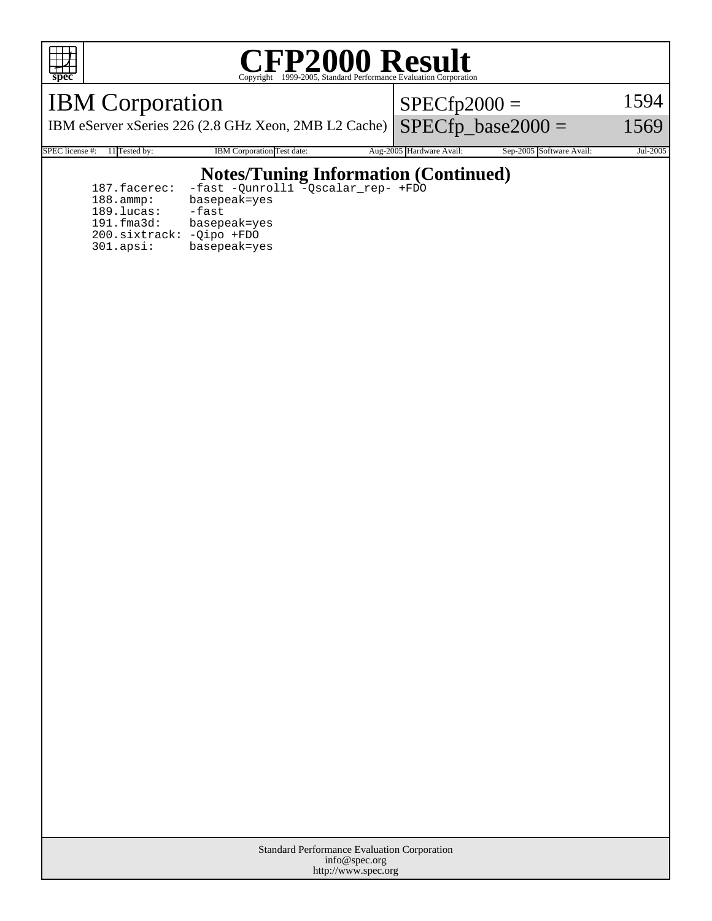# CFP2000 Result

Copyright 1999-2005, Standard Performance Evaluation Corporation

## IBM Corporation

IBM eServer xSeries 226 (2.8 GHz Xeon, 2MB L2 Cache)

SPECfp2000 = 1594

SPECfp_base2000 = 1569

| SPEC license #: | 11 | Tested by: | IBM Corporation | Test date: | Aug-2005 | Hardware Avail: | Sep-2005 | Software Avail: | Jul-2005 |
|---|---|---|---|---|---|---|---|---|---|

### Notes/Tuning Information (Continued)

```
187.facerec:  -fast -Qunroll1 -Qscalar_rep- +FDO
188.ammp:     basepeak=yes
189.lucas:    -fast
191.fma3d:    basepeak=yes
200.sixtrack: -Qipo +FDO
301.apsi:     basepeak=yes
```

Standard Performance Evaluation Corporation
info@spec.org
http://www.spec.org